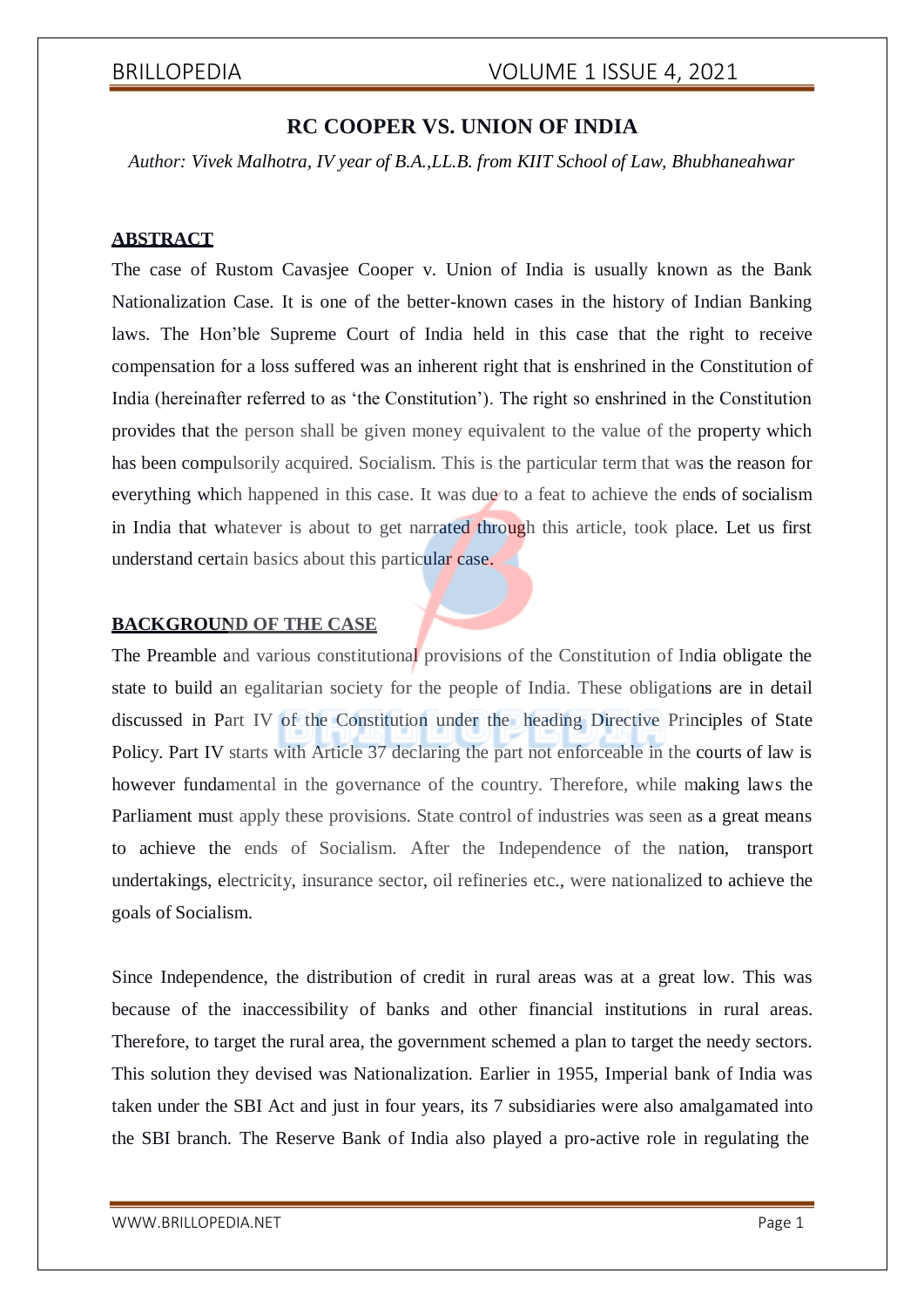# RC COOPER VS. UNION OF INDIA

*Author: Vivek Malhotra, IV year of B.A.,LL.B. from KIIT School of Law, Bhubhaneahwar*

## ABSTRACT

The case of Rustom Cavasjee Cooper v. Union of India is usually known as the Bank Nationalization Case. It is one of the better-known cases in the history of Indian Banking laws. The Hon'ble Supreme Court of India held in this case that the right to receive compensation for a loss suffered was an inherent right that is enshrined in the Constitution of India (hereinafter referred to as 'the Constitution'). The right so enshrined in the Constitution provides that the person shall be given money equivalent to the value of the property which has been compulsorily acquired. Socialism. This is the particular term that was the reason for everything which happened in this case. It was due to a feat to achieve the ends of socialism in India that whatever is about to get narrated through this article, took place. Let us first understand certain basics about this particular case.

## BACKGROUND OF THE CASE

The Preamble and various constitutional provisions of the Constitution of India obligate the state to build an egalitarian society for the people of India. These obligations are in detail discussed in Part IV of the Constitution under the heading Directive Principles of State Policy. Part IV starts with Article 37 declaring the part not enforceable in the courts of law is however fundamental in the governance of the country. Therefore, while making laws the Parliament must apply these provisions. State control of industries was seen as a great means to achieve the ends of Socialism. After the Independence of the nation, transport undertakings, electricity, insurance sector, oil refineries etc., were nationalized to achieve the goals of Socialism.

Since Independence, the distribution of credit in rural areas was at a great low. This was because of the inaccessibility of banks and other financial institutions in rural areas. Therefore, to target the rural area, the government schemed a plan to target the needy sectors. This solution they devised was Nationalization. Earlier in 1955, Imperial bank of India was taken under the SBI Act and just in four years, its 7 subsidiaries were also amalgamated into the SBI branch. The Reserve Bank of India also played a pro-active role in regulating the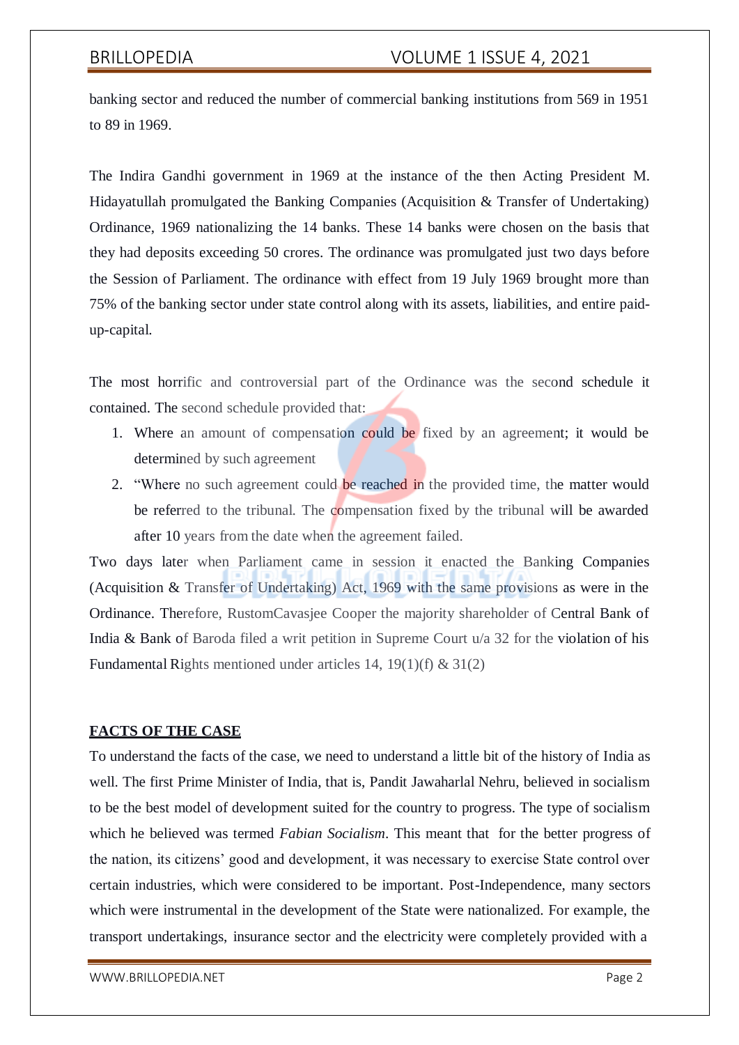banking sector and reduced the number of commercial banking institutions from 569 in 1951 to 89 in 1969.

The Indira Gandhi government in 1969 at the instance of the then Acting President M. Hidayatullah promulgated the Banking Companies (Acquisition & Transfer of Undertaking) Ordinance, 1969 nationalizing the 14 banks. These 14 banks were chosen on the basis that they had deposits exceeding 50 crores. The ordinance was promulgated just two days before the Session of Parliament. The ordinance with effect from 19 July 1969 brought more than 75% of the banking sector under state control along with its assets, liabilities, and entire paid-up-capital.

The most horrific and controversial part of the Ordinance was the second schedule it contained. The second schedule provided that:

1. Where an amount of compensation could be fixed by an agreement; it would be determined by such agreement
2. "Where no such agreement could be reached in the provided time, the matter would be referred to the tribunal. The compensation fixed by the tribunal will be awarded after 10 years from the date when the agreement failed.

Two days later when Parliament came in session it enacted the Banking Companies (Acquisition & Transfer of Undertaking) Act, 1969 with the same provisions as were in the Ordinance. Therefore, RustomCavasjee Cooper the majority shareholder of Central Bank of India & Bank of Baroda filed a writ petition in Supreme Court u/a 32 for the violation of his Fundamental Rights mentioned under articles 14, 19(1)(f) & 31(2)

## FACTS OF THE CASE

To understand the facts of the case, we need to understand a little bit of the history of India as well. The first Prime Minister of India, that is, Pandit Jawaharlal Nehru, believed in socialism to be the best model of development suited for the country to progress. The type of socialism which he believed was termed *Fabian Socialism*. This meant that for the better progress of the nation, its citizens' good and development, it was necessary to exercise State control over certain industries, which were considered to be important. Post-Independence, many sectors which were instrumental in the development of the State were nationalized. For example, the transport undertakings, insurance sector and the electricity were completely provided with a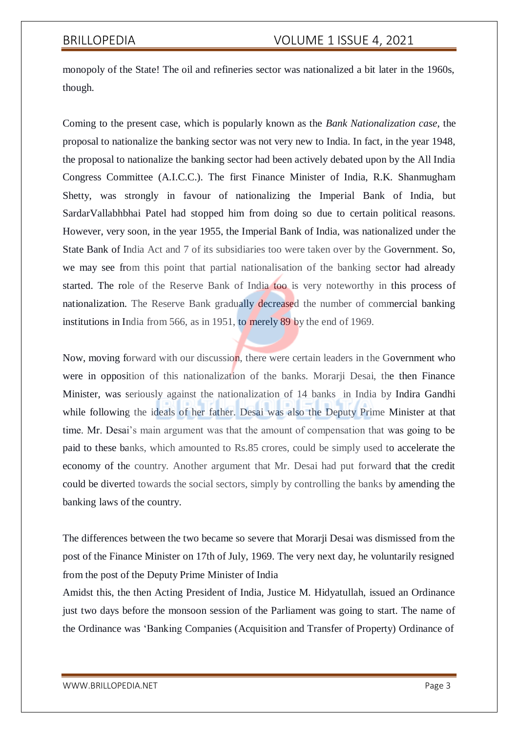monopoly of the State! The oil and refineries sector was nationalized a bit later in the 1960s, though.

Coming to the present case, which is popularly known as the *Bank Nationalization case*, the proposal to nationalize the banking sector was not very new to India. In fact, in the year 1948, the proposal to nationalize the banking sector had been actively debated upon by the All India Congress Committee (A.I.C.C.). The first Finance Minister of India, R.K. Shanmugham Shetty, was strongly in favour of nationalizing the Imperial Bank of India, but SardarVallabhbhai Patel had stopped him from doing so due to certain political reasons. However, very soon, in the year 1955, the Imperial Bank of India, was nationalized under the State Bank of India Act and 7 of its subsidiaries too were taken over by the Government. So, we may see from this point that partial nationalisation of the banking sector had already started. The role of the Reserve Bank of India too is very noteworthy in this process of nationalization. The Reserve Bank gradually decreased the number of commercial banking institutions in India from 566, as in 1951, to merely 89 by the end of 1969.

Now, moving forward with our discussion, there were certain leaders in the Government who were in opposition of this nationalization of the banks. Morarji Desai, the then Finance Minister, was seriously against the nationalization of 14 banks in India by Indira Gandhi while following the ideals of her father. Desai was also the Deputy Prime Minister at that time. Mr. Desai's main argument was that the amount of compensation that was going to be paid to these banks, which amounted to Rs.85 crores, could be simply used to accelerate the economy of the country. Another argument that Mr. Desai had put forward that the credit could be diverted towards the social sectors, simply by controlling the banks by amending the banking laws of the country.

The differences between the two became so severe that Morarji Desai was dismissed from the post of the Finance Minister on 17th of July, 1969. The very next day, he voluntarily resigned from the post of the Deputy Prime Minister of India

Amidst this, the then Acting President of India, Justice M. Hidyatullah, issued an Ordinance just two days before the monsoon session of the Parliament was going to start. The name of the Ordinance was 'Banking Companies (Acquisition and Transfer of Property) Ordinance of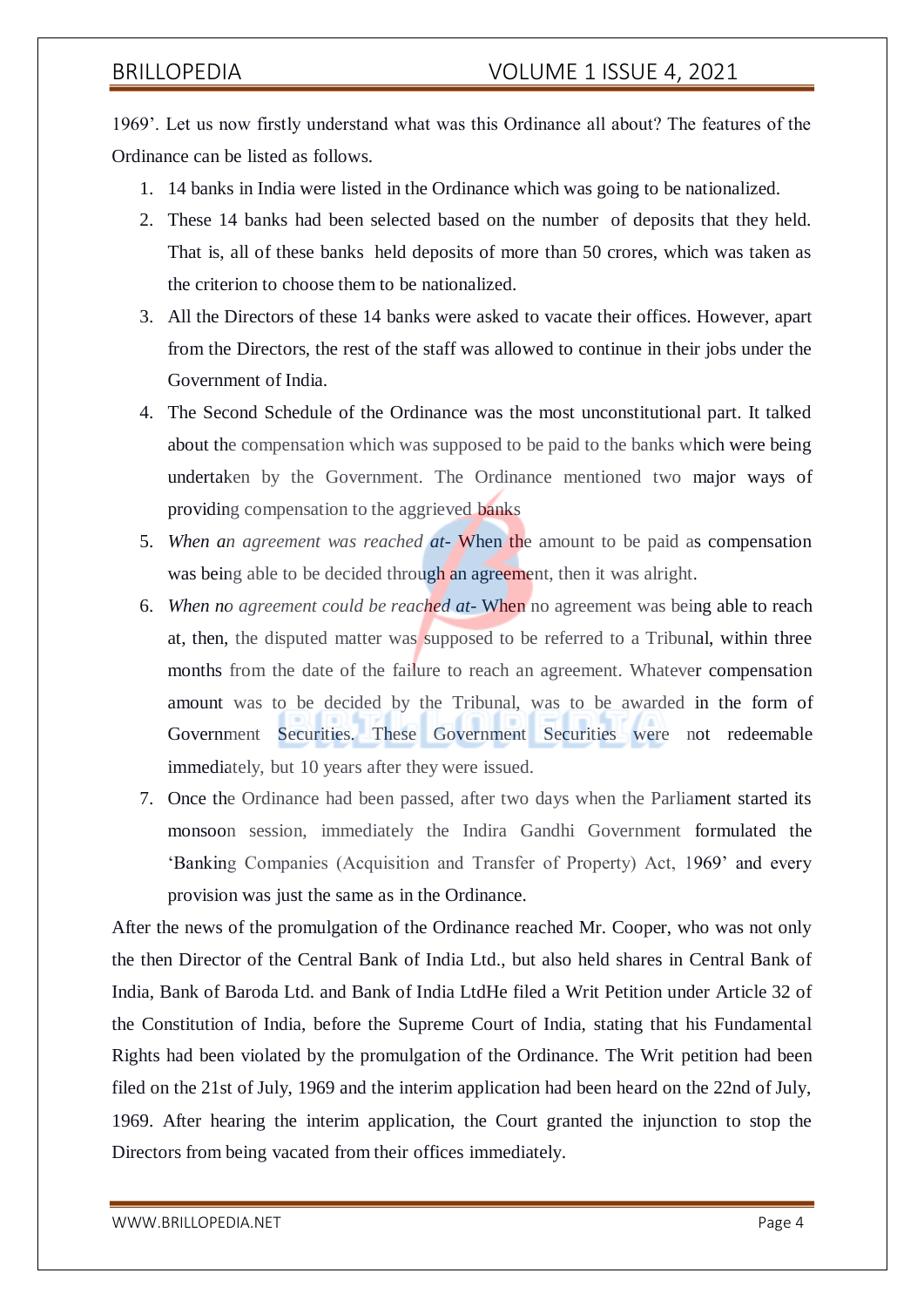1969'. Let us now firstly understand what was this Ordinance all about? The features of the Ordinance can be listed as follows.

1. 14 banks in India were listed in the Ordinance which was going to be nationalized.
2. These 14 banks had been selected based on the number of deposits that they held. That is, all of these banks held deposits of more than 50 crores, which was taken as the criterion to choose them to be nationalized.
3. All the Directors of these 14 banks were asked to vacate their offices. However, apart from the Directors, the rest of the staff was allowed to continue in their jobs under the Government of India.
4. The Second Schedule of the Ordinance was the most unconstitutional part. It talked about the compensation which was supposed to be paid to the banks which were being undertaken by the Government. The Ordinance mentioned two major ways of providing compensation to the aggrieved banks
5. *When an agreement was reached at-* When the amount to be paid as compensation was being able to be decided through an agreement, then it was alright.
6. *When no agreement could be reached at-* When no agreement was being able to reach at, then, the disputed matter was supposed to be referred to a Tribunal, within three months from the date of the failure to reach an agreement. Whatever compensation amount was to be decided by the Tribunal, was to be awarded in the form of Government Securities. These Government Securities were not redeemable immediately, but 10 years after they were issued.
7. Once the Ordinance had been passed, after two days when the Parliament started its monsoon session, immediately the Indira Gandhi Government formulated the 'Banking Companies (Acquisition and Transfer of Property) Act, 1969' and every provision was just the same as in the Ordinance.

After the news of the promulgation of the Ordinance reached Mr. Cooper, who was not only the then Director of the Central Bank of India Ltd., but also held shares in Central Bank of India, Bank of Baroda Ltd. and Bank of India LtdHe filed a Writ Petition under Article 32 of the Constitution of India, before the Supreme Court of India, stating that his Fundamental Rights had been violated by the promulgation of the Ordinance. The Writ petition had been filed on the 21st of July, 1969 and the interim application had been heard on the 22nd of July, 1969. After hearing the interim application, the Court granted the injunction to stop the Directors from being vacated from their offices immediately.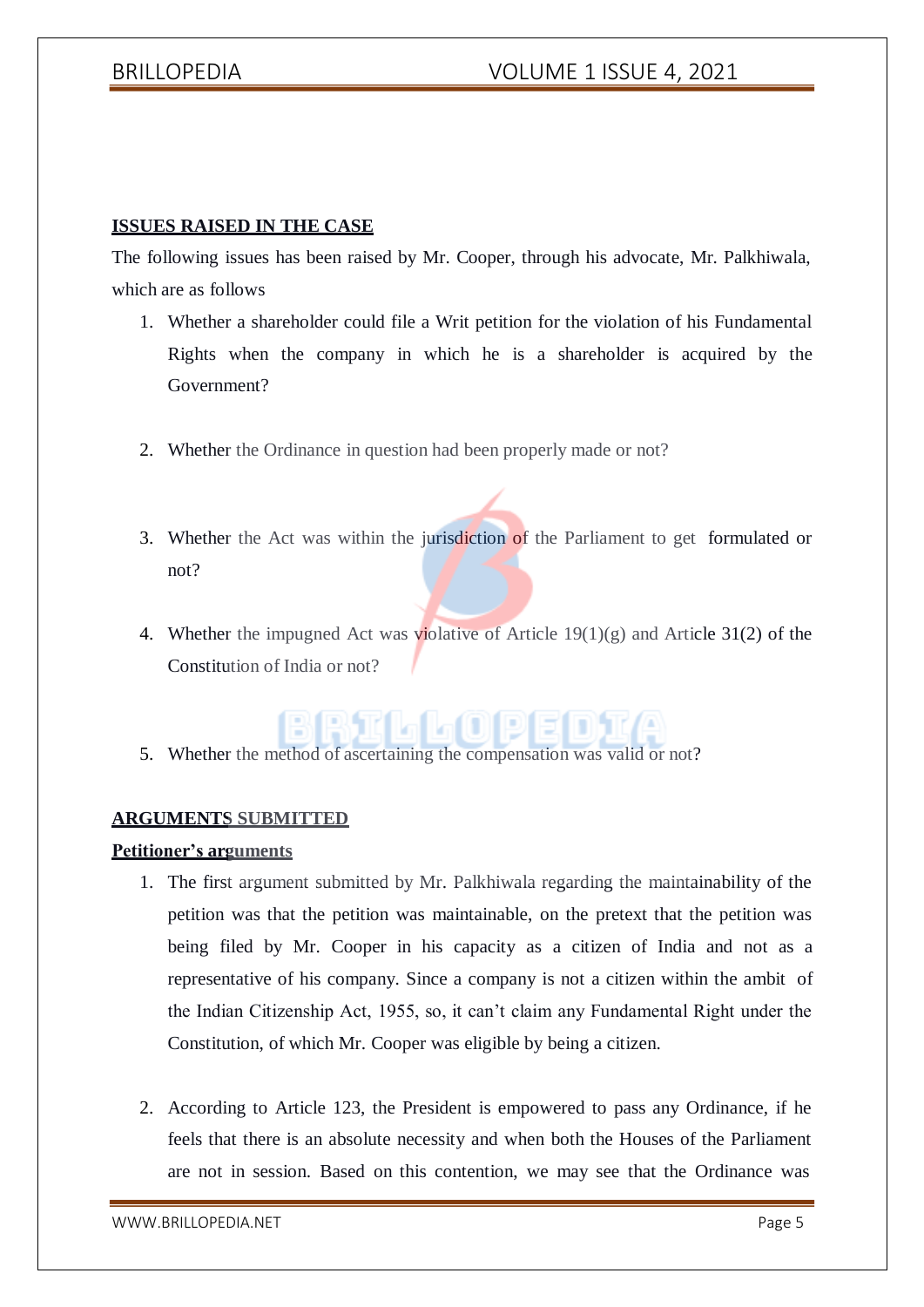**ISSUES RAISED IN THE CASE**

The following issues has been raised by Mr. Cooper, through his advocate, Mr. Palkhiwala, which are as follows

1. Whether a shareholder could file a Writ petition for the violation of his Fundamental Rights when the company in which he is a shareholder is acquired by the Government?

2. Whether the Ordinance in question had been properly made or not?

3. Whether the Act was within the jurisdiction of the Parliament to get formulated or not?

4. Whether the impugned Act was violative of Article 19(1)(g) and Article 31(2) of the Constitution of India or not?

5. Whether the method of ascertaining the compensation was valid or not?

**ARGUMENTS SUBMITTED**

**Petitioner's arguments**

1. The first argument submitted by Mr. Palkhiwala regarding the maintainability of the petition was that the petition was maintainable, on the pretext that the petition was being filed by Mr. Cooper in his capacity as a citizen of India and not as a representative of his company. Since a company is not a citizen within the ambit of the Indian Citizenship Act, 1955, so, it can't claim any Fundamental Right under the Constitution, of which Mr. Cooper was eligible by being a citizen.

2. According to Article 123, the President is empowered to pass any Ordinance, if he feels that there is an absolute necessity and when both the Houses of the Parliament are not in session. Based on this contention, we may see that the Ordinance was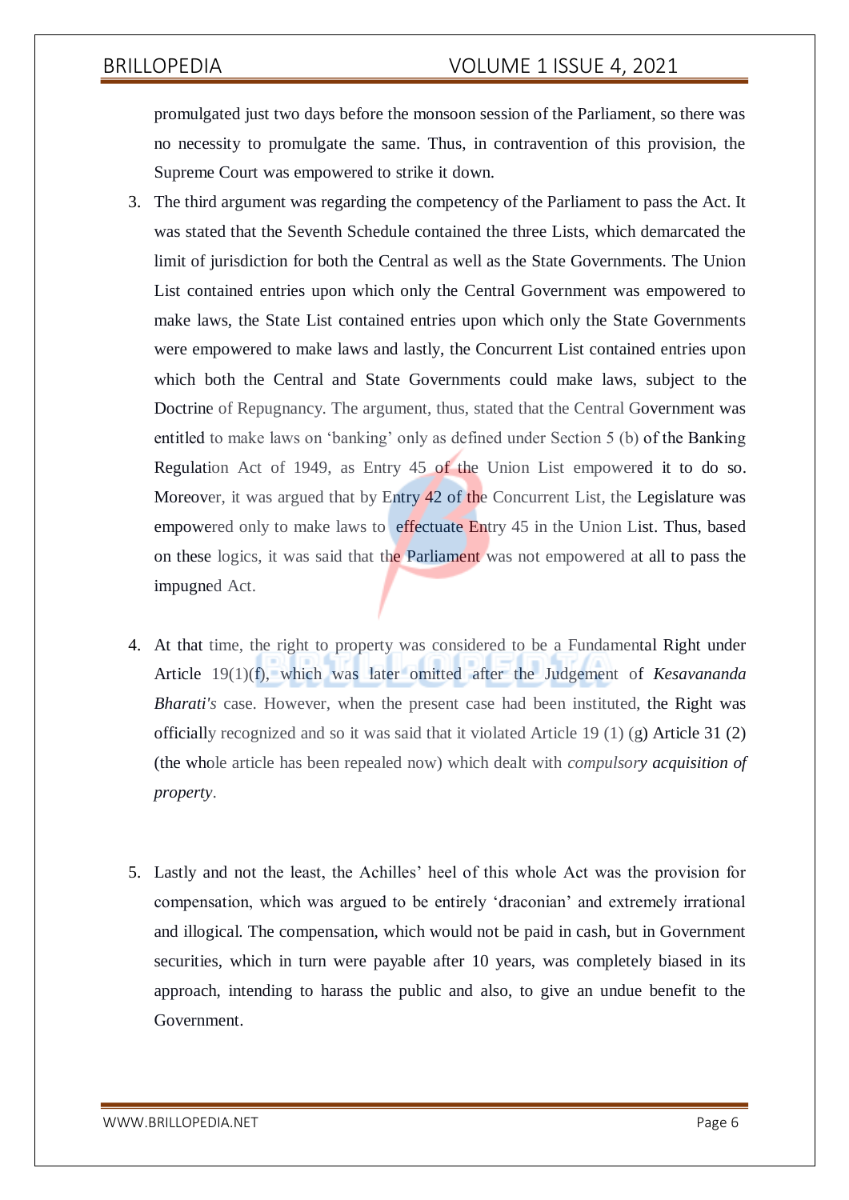promulgated just two days before the monsoon session of the Parliament, so there was no necessity to promulgate the same. Thus, in contravention of this provision, the Supreme Court was empowered to strike it down.

3. The third argument was regarding the competency of the Parliament to pass the Act. It was stated that the Seventh Schedule contained the three Lists, which demarcated the limit of jurisdiction for both the Central as well as the State Governments. The Union List contained entries upon which only the Central Government was empowered to make laws, the State List contained entries upon which only the State Governments were empowered to make laws and lastly, the Concurrent List contained entries upon which both the Central and State Governments could make laws, subject to the Doctrine of Repugnancy. The argument, thus, stated that the Central Government was entitled to make laws on 'banking' only as defined under Section 5 (b) of the Banking Regulation Act of 1949, as Entry 45 of the Union List empowered it to do so. Moreover, it was argued that by Entry 42 of the Concurrent List, the Legislature was empowered only to make laws to effectuate Entry 45 in the Union List. Thus, based on these logics, it was said that the Parliament was not empowered at all to pass the impugned Act.

4. At that time, the right to property was considered to be a Fundamental Right under Article 19(1)(f), which was later omitted after the Judgement of *Kesavananda Bharati's* case. However, when the present case had been instituted, the Right was officially recognized and so it was said that it violated Article 19 (1) (g) Article 31 (2) (the whole article has been repealed now) which dealt with *compulsory acquisition of property*.

5. Lastly and not the least, the Achilles' heel of this whole Act was the provision for compensation, which was argued to be entirely 'draconian' and extremely irrational and illogical. The compensation, which would not be paid in cash, but in Government securities, which in turn were payable after 10 years, was completely biased in its approach, intending to harass the public and also, to give an undue benefit to the Government.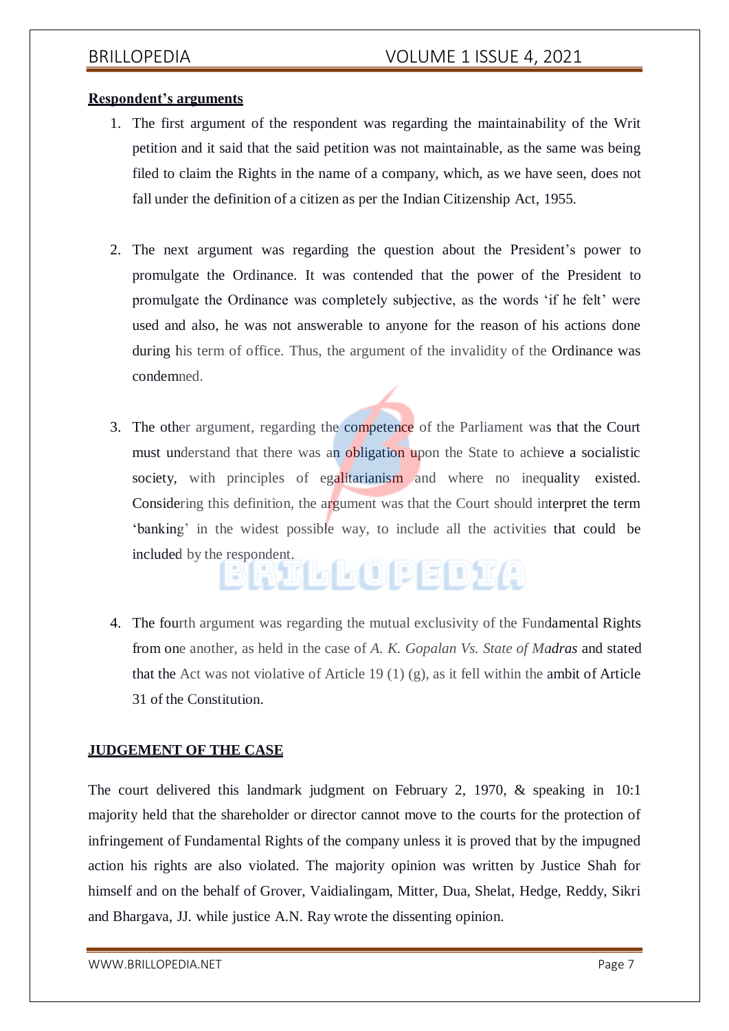**Respondent's arguments**

1. The first argument of the respondent was regarding the maintainability of the Writ petition and it said that the said petition was not maintainable, as the same was being filed to claim the Rights in the name of a company, which, as we have seen, does not fall under the definition of a citizen as per the Indian Citizenship Act, 1955.

2. The next argument was regarding the question about the President's power to promulgate the Ordinance. It was contended that the power of the President to promulgate the Ordinance was completely subjective, as the words 'if he felt' were used and also, he was not answerable to anyone for the reason of his actions done during his term of office. Thus, the argument of the invalidity of the Ordinance was condemned.

3. The other argument, regarding the competence of the Parliament was that the Court must understand that there was an obligation upon the State to achieve a socialistic society, with principles of egalitarianism and where no inequality existed. Considering this definition, the argument was that the Court should interpret the term 'banking' in the widest possible way, to include all the activities that could be included by the respondent.

4. The fourth argument was regarding the mutual exclusivity of the Fundamental Rights from one another, as held in the case of *A. K. Gopalan Vs. State of Madras* and stated that the Act was not violative of Article 19 (1) (g), as it fell within the ambit of Article 31 of the Constitution.

**JUDGEMENT OF THE CASE**

The court delivered this landmark judgment on February 2, 1970, & speaking in 10:1 majority held that the shareholder or director cannot move to the courts for the protection of infringement of Fundamental Rights of the company unless it is proved that by the impugned action his rights are also violated. The majority opinion was written by Justice Shah for himself and on the behalf of Grover, Vaidialingam, Mitter, Dua, Shelat, Hedge, Reddy, Sikri and Bhargava, JJ. while justice A.N. Ray wrote the dissenting opinion.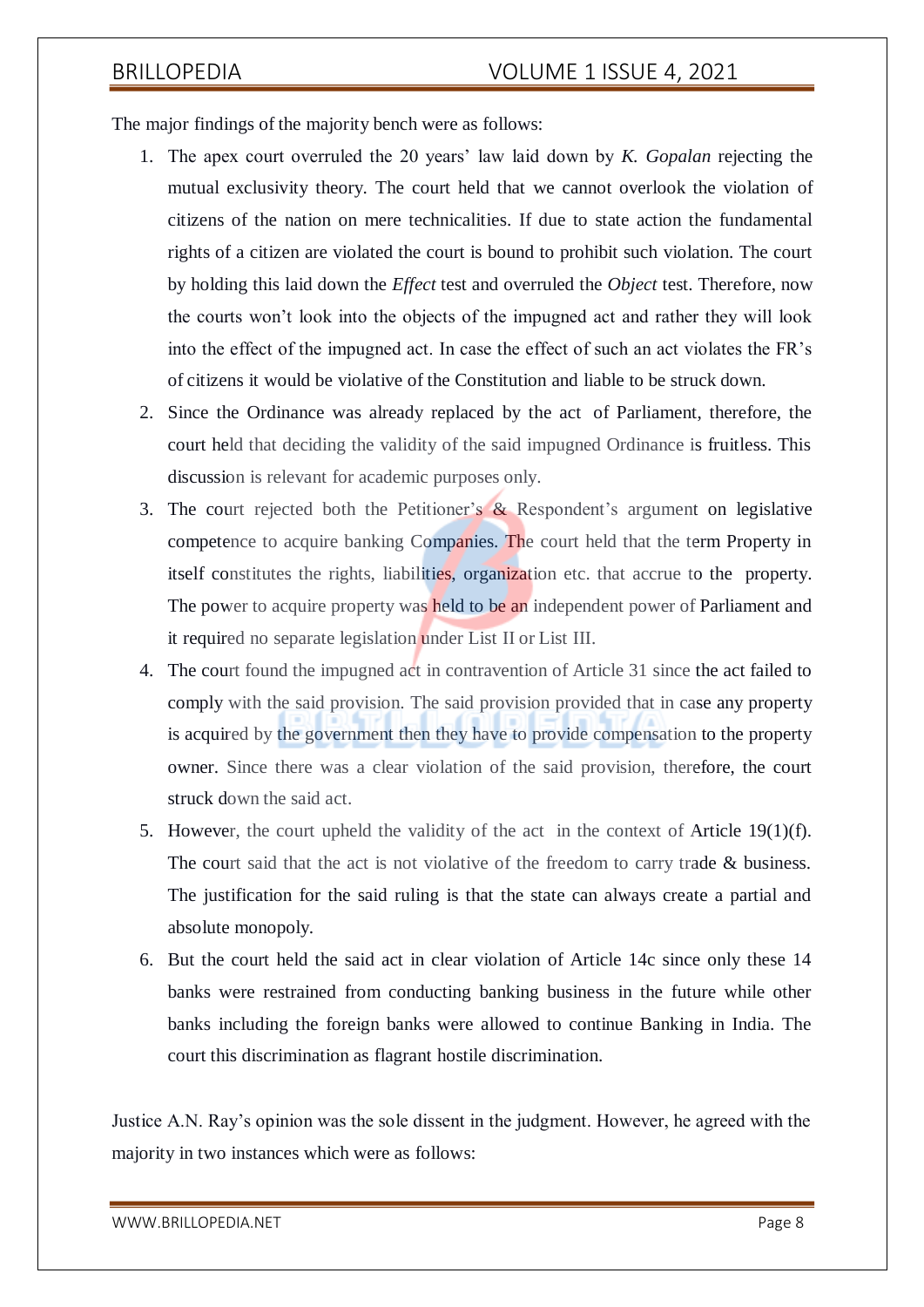The major findings of the majority bench were as follows:

1. The apex court overruled the 20 years' law laid down by *K. Gopalan* rejecting the mutual exclusivity theory. The court held that we cannot overlook the violation of citizens of the nation on mere technicalities. If due to state action the fundamental rights of a citizen are violated the court is bound to prohibit such violation. The court by holding this laid down the *Effect* test and overruled the *Object* test. Therefore, now the courts won't look into the objects of the impugned act and rather they will look into the effect of the impugned act. In case the effect of such an act violates the FR's of citizens it would be violative of the Constitution and liable to be struck down.
2. Since the Ordinance was already replaced by the act of Parliament, therefore, the court held that deciding the validity of the said impugned Ordinance is fruitless. This discussion is relevant for academic purposes only.
3. The court rejected both the Petitioner's & Respondent's argument on legislative competence to acquire banking Companies. The court held that the term Property in itself constitutes the rights, liabilities, organization etc. that accrue to the property. The power to acquire property was held to be an independent power of Parliament and it required no separate legislation under List II or List III.
4. The court found the impugned act in contravention of Article 31 since the act failed to comply with the said provision. The said provision provided that in case any property is acquired by the government then they have to provide compensation to the property owner. Since there was a clear violation of the said provision, therefore, the court struck down the said act.
5. However, the court upheld the validity of the act in the context of Article 19(1)(f). The court said that the act is not violative of the freedom to carry trade & business. The justification for the said ruling is that the state can always create a partial and absolute monopoly.
6. But the court held the said act in clear violation of Article 14c since only these 14 banks were restrained from conducting banking business in the future while other banks including the foreign banks were allowed to continue Banking in India. The court this discrimination as flagrant hostile discrimination.

Justice A.N. Ray's opinion was the sole dissent in the judgment. However, he agreed with the majority in two instances which were as follows: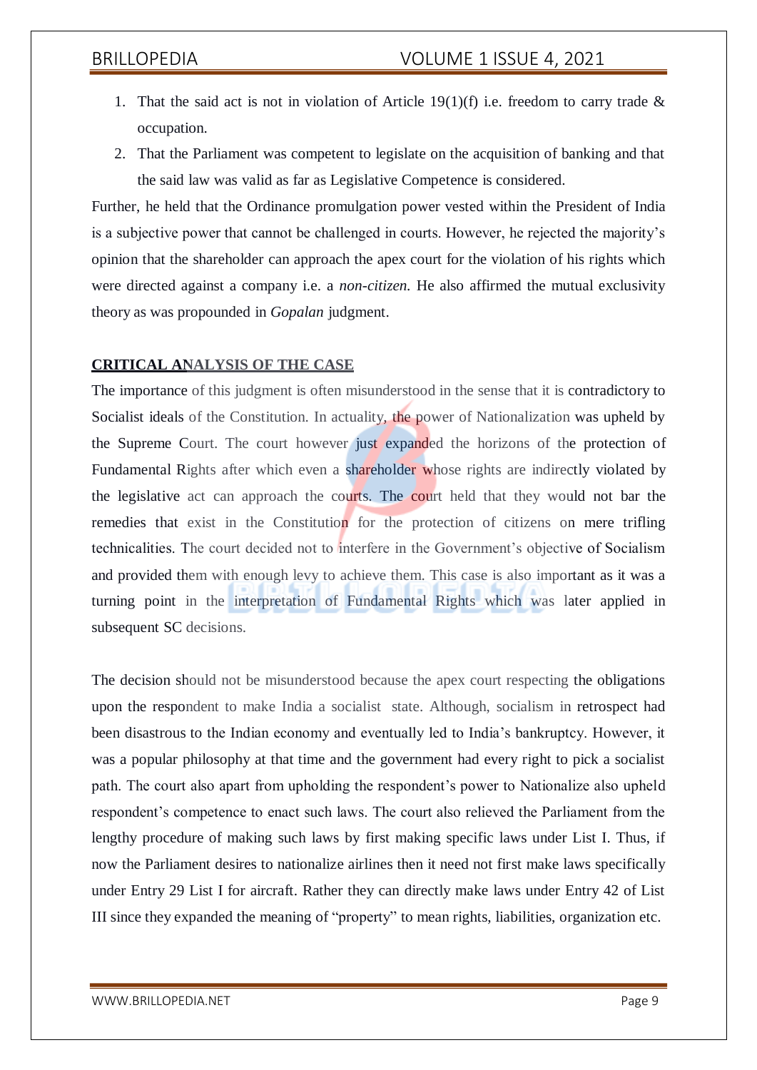1. That the said act is not in violation of Article 19(1)(f) i.e. freedom to carry trade & occupation.
2. That the Parliament was competent to legislate on the acquisition of banking and that the said law was valid as far as Legislative Competence is considered.

Further, he held that the Ordinance promulgation power vested within the President of India is a subjective power that cannot be challenged in courts. However, he rejected the majority's opinion that the shareholder can approach the apex court for the violation of his rights which were directed against a company i.e. a *non-citizen*. He also affirmed the mutual exclusivity theory as was propounded in *Gopalan* judgment.

## CRITICAL ANALYSIS OF THE CASE

The importance of this judgment is often misunderstood in the sense that it is contradictory to Socialist ideals of the Constitution. In actuality, the power of Nationalization was upheld by the Supreme Court. The court however just expanded the horizons of the protection of Fundamental Rights after which even a shareholder whose rights are indirectly violated by the legislative act can approach the courts. The court held that they would not bar the remedies that exist in the Constitution for the protection of citizens on mere trifling technicalities. The court decided not to interfere in the Government's objective of Socialism and provided them with enough levy to achieve them. This case is also important as it was a turning point in the interpretation of Fundamental Rights which was later applied in subsequent SC decisions.

The decision should not be misunderstood because the apex court respecting the obligations upon the respondent to make India a socialist state. Although, socialism in retrospect had been disastrous to the Indian economy and eventually led to India's bankruptcy. However, it was a popular philosophy at that time and the government had every right to pick a socialist path. The court also apart from upholding the respondent's power to Nationalize also upheld respondent's competence to enact such laws. The court also relieved the Parliament from the lengthy procedure of making such laws by first making specific laws under List I. Thus, if now the Parliament desires to nationalize airlines then it need not first make laws specifically under Entry 29 List I for aircraft. Rather they can directly make laws under Entry 42 of List III since they expanded the meaning of "property" to mean rights, liabilities, organization etc.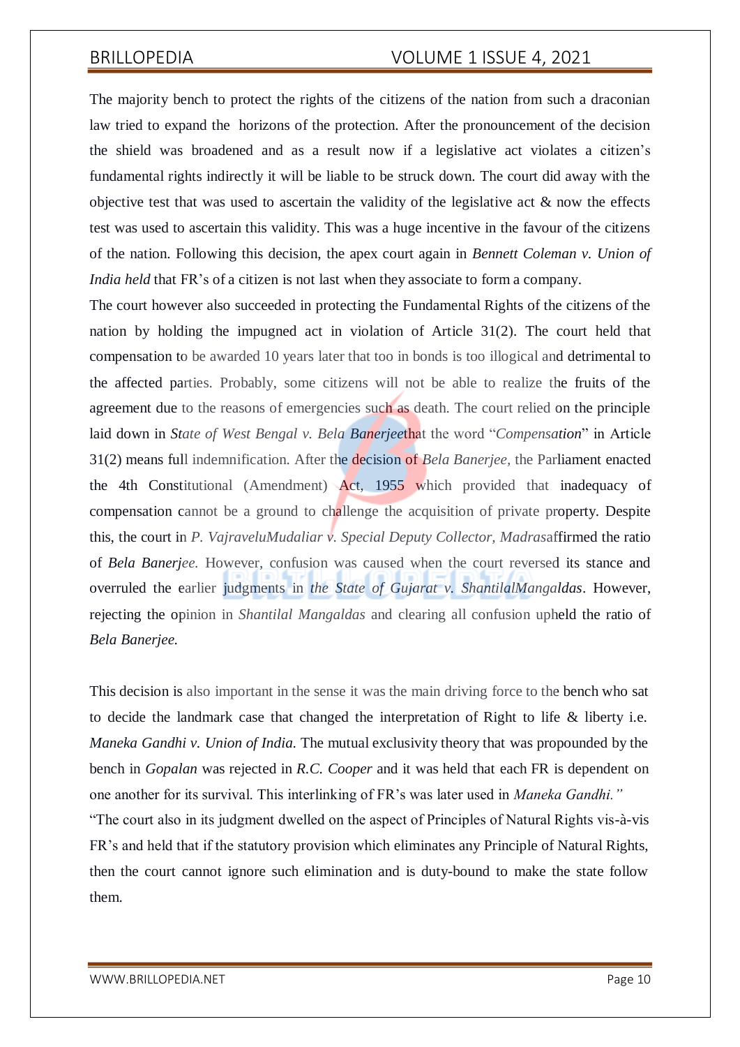The majority bench to protect the rights of the citizens of the nation from such a draconian law tried to expand the horizons of the protection. After the pronouncement of the decision the shield was broadened and as a result now if a legislative act violates a citizen's fundamental rights indirectly it will be liable to be struck down. The court did away with the objective test that was used to ascertain the validity of the legislative act & now the effects test was used to ascertain this validity. This was a huge incentive in the favour of the citizens of the nation. Following this decision, the apex court again in *Bennett Coleman v. Union of India held* that FR's of a citizen is not last when they associate to form a company.

The court however also succeeded in protecting the Fundamental Rights of the citizens of the nation by holding the impugned act in violation of Article 31(2). The court held that compensation to be awarded 10 years later that too in bonds is too illogical and detrimental to the affected parties. Probably, some citizens will not be able to realize the fruits of the agreement due to the reasons of emergencies such as death. The court relied on the principle laid down in *State of West Bengal v. Bela Banerjee*that the word "*Compensation*" in Article 31(2) means full indemnification. After the decision of *Bela Banerjee*, the Parliament enacted the 4th Constitutional (Amendment) Act, 1955 which provided that inadequacy of compensation cannot be a ground to challenge the acquisition of private property. Despite this, the court in *P. VajraveluMudaliar v. Special Deputy Collector, Madras*affirmed the ratio of *Bela Banerjee.* However, confusion was caused when the court reversed its stance and overruled the earlier judgments in *the State of Gujarat v. ShantilalMangaldas*. However, rejecting the opinion in *Shantilal Mangaldas* and clearing all confusion upheld the ratio of *Bela Banerjee.*

This decision is also important in the sense it was the main driving force to the bench who sat to decide the landmark case that changed the interpretation of Right to life & liberty i.e. *Maneka Gandhi v. Union of India.* The mutual exclusivity theory that was propounded by the bench in *Gopalan* was rejected in *R.C. Cooper* and it was held that each FR is dependent on one another for its survival. This interlinking of FR's was later used in *Maneka Gandhi."*

"The court also in its judgment dwelled on the aspect of Principles of Natural Rights vis-à-vis FR's and held that if the statutory provision which eliminates any Principle of Natural Rights, then the court cannot ignore such elimination and is duty-bound to make the state follow them.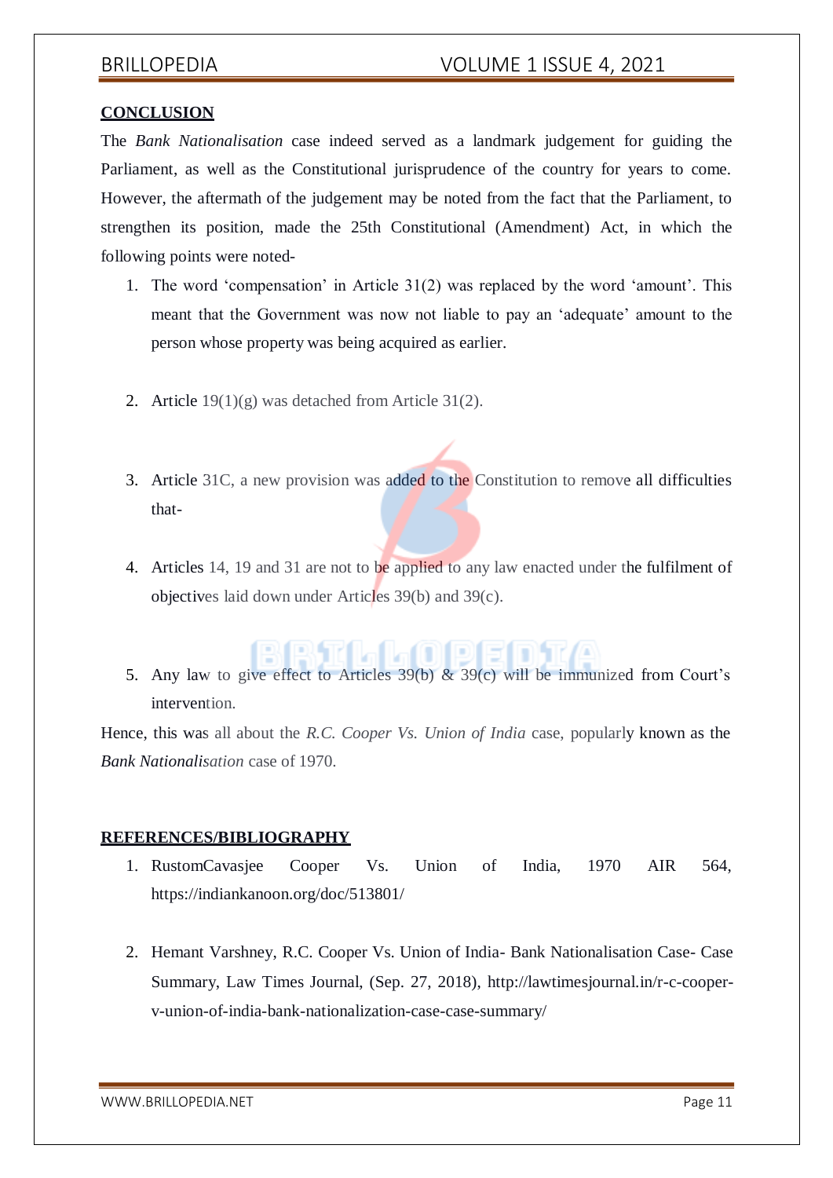## CONCLUSION

The *Bank Nationalisation* case indeed served as a landmark judgement for guiding the Parliament, as well as the Constitutional jurisprudence of the country for years to come. However, the aftermath of the judgement may be noted from the fact that the Parliament, to strengthen its position, made the 25th Constitutional (Amendment) Act, in which the following points were noted-

1. The word 'compensation' in Article 31(2) was replaced by the word 'amount'. This meant that the Government was now not liable to pay an 'adequate' amount to the person whose property was being acquired as earlier.

2. Article 19(1)(g) was detached from Article 31(2).

3. Article 31C, a new provision was added to the Constitution to remove all difficulties that-

4. Articles 14, 19 and 31 are not to be applied to any law enacted under the fulfilment of objectives laid down under Articles 39(b) and 39(c).

5. Any law to give effect to Articles 39(b) & 39(c) will be immunized from Court's intervention.

Hence, this was all about the *R.C. Cooper Vs. Union of India* case, popularly known as the *Bank Nationalisation* case of 1970.

## REFERENCES/BIBLIOGRAPHY

1. RustomCavasjee Cooper Vs. Union of India, 1970 AIR 564, https://indiankanoon.org/doc/513801/

2. Hemant Varshney, R.C. Cooper Vs. Union of India- Bank Nationalisation Case- Case Summary, Law Times Journal, (Sep. 27, 2018), http://lawtimesjournal.in/r-c-cooper-v-union-of-india-bank-nationalization-case-case-summary/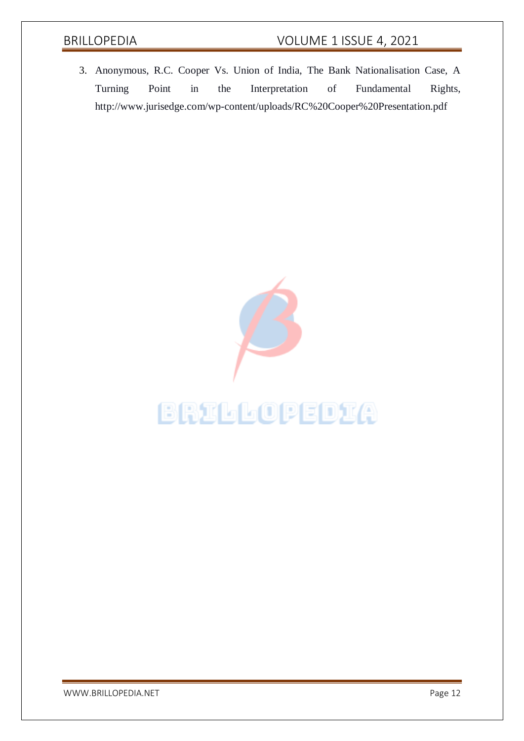3. Anonymous, R.C. Cooper Vs. Union of India, The Bank Nationalisation Case, A Turning Point in the Interpretation of Fundamental Rights, http://www.jurisedge.com/wp-content/uploads/RC%20Cooper%20Presentation.pdf